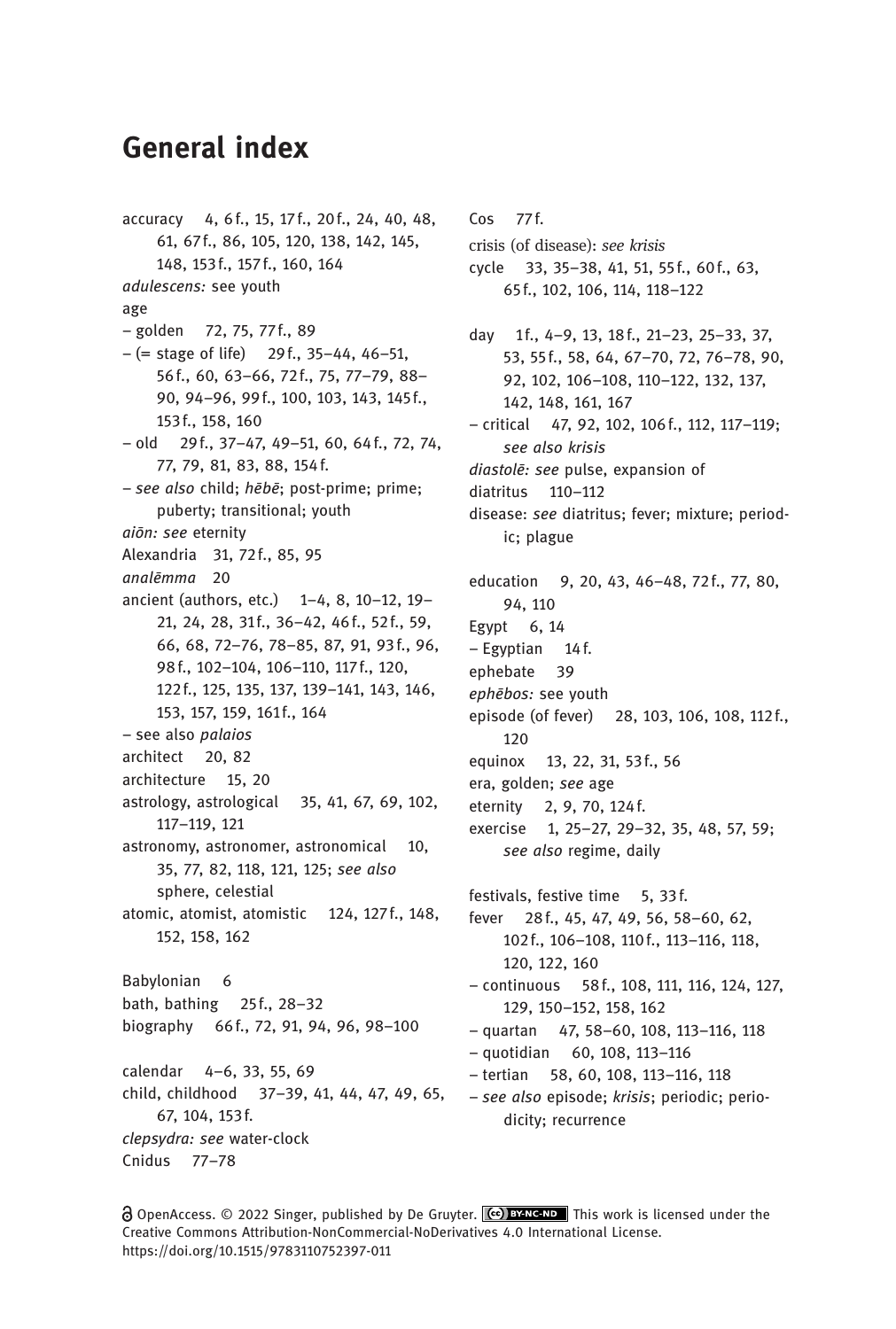# General index

accuracy 4, 6 f., 15, 17 f., 20 f., 24, 40, 48, 61, 67 f., 86, 105, 120, 138, 142, 145, 148, 153 f., 157 f., 160, 164

*adulescens:* see youth

age
- golden 72, 75, 77 f., 89
- (= stage of life) 29 f., 35–44, 46–51, 56 f., 60, 63–66, 72 f., 75, 77–79, 88–90, 94–96, 99 f., 100, 103, 143, 145 f., 153 f., 158, 160
- old 29 f., 37–47, 49–51, 60, 64 f., 72, 74, 77, 79, 81, 83, 88, 154 f.
- *see also* child; *hēbē*; post-prime; prime; puberty; transitional; youth

*aiōn: see* eternity

Alexandria 31, 72 f., 85, 95

*analēmma* 20

ancient (authors, etc.) 1–4, 8, 10–12, 19–21, 24, 28, 31 f., 36–42, 46 f., 52 f., 59, 66, 68, 72–76, 78–85, 87, 91, 93 f., 96, 98 f., 102–104, 106–110, 117 f., 120, 122 f., 125, 135, 137, 139–141, 143, 146, 153, 157, 159, 161 f., 164
- see also *palaios*

architect 20, 82

architecture 15, 20

astrology, astrological 35, 41, 67, 69, 102, 117–119, 121

astronomy, astronomer, astronomical 10, 35, 77, 82, 118, 121, 125; *see also* sphere, celestial

atomic, atomist, atomistic 124, 127 f., 148, 152, 158, 162

Babylonian 6

bath, bathing 25 f., 28–32

biography 66 f., 72, 91, 94, 96, 98–100

calendar 4–6, 33, 55, 69

child, childhood 37–39, 41, 44, 47, 49, 65, 67, 104, 153 f.

*clepsydra: see* water-clock

Cnidus 77–78

Cos 77 f.

crisis (of disease): *see krisis*

cycle 33, 35–38, 41, 51, 55 f., 60 f., 63, 65 f., 102, 106, 114, 118–122

day 1 f., 4–9, 13, 18 f., 21–23, 25–33, 37, 53, 55 f., 58, 64, 67–70, 72, 76–78, 90, 92, 102, 106–108, 110–122, 132, 137, 142, 148, 161, 167
- critical 47, 92, 102, 106 f., 112, 117–119; *see also krisis*

*diastolē: see* pulse, expansion of

diatritus 110–112

disease: *see* diatritus; fever; mixture; periodic; plague

education 9, 20, 43, 46–48, 72 f., 77, 80, 94, 110

Egypt 6, 14
- Egyptian 14 f.

ephebate 39

*ephēbos:* see youth

episode (of fever) 28, 103, 106, 108, 112 f., 120

equinox 13, 22, 31, 53 f., 56

era, golden; *see* age

eternity 2, 9, 70, 124 f.

exercise 1, 25–27, 29–32, 35, 48, 57, 59; *see also* regime, daily

festivals, festive time 5, 33 f.

fever 28 f., 45, 47, 49, 56, 58–60, 62, 102 f., 106–108, 110 f., 113–116, 118, 120, 122, 160
- continuous 58 f., 108, 111, 116, 124, 127, 129, 150–152, 158, 162
- quartan 47, 58–60, 108, 113–116, 118
- quotidian 60, 108, 113–116
- tertian 58, 60, 108, 113–116, 118
- *see also* episode; *krisis*; periodic; periodicity; recurrence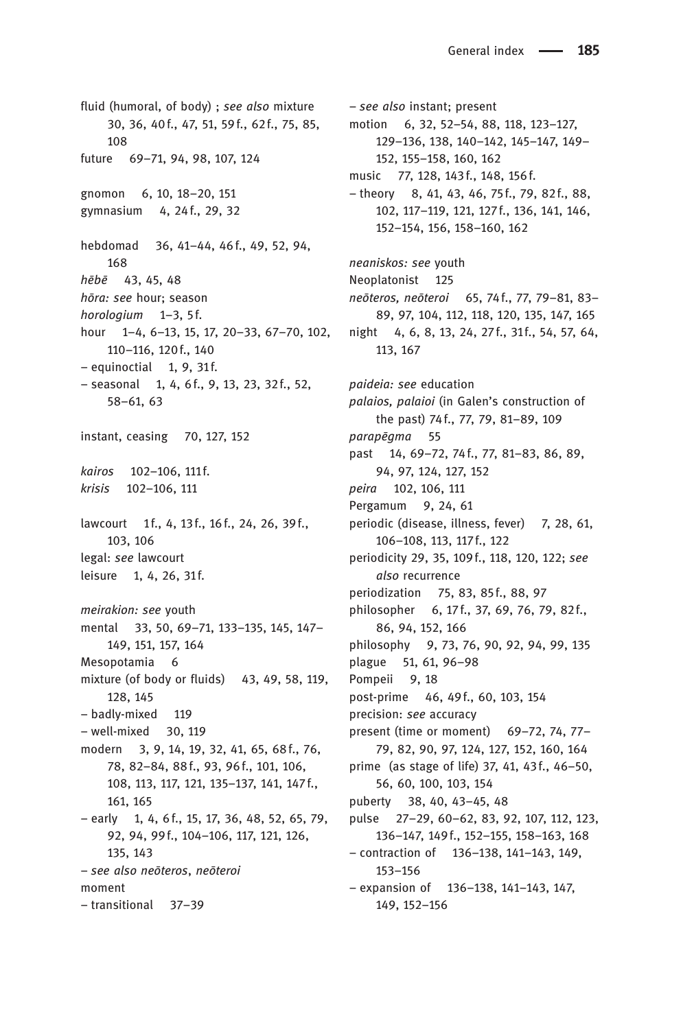fluid (humoral, of body) ; *see also* mixture 30, 36, 40 f., 47, 51, 59 f., 62 f., 75, 85, 108
future 69–71, 94, 98, 107, 124

gnomon 6, 10, 18–20, 151
gymnasium 4, 24 f., 29, 32

hebdomad 36, 41–44, 46 f., 49, 52, 94, 168
*hēbē* 43, 45, 48
*hōra: see* hour; season
*horologium* 1–3, 5 f.
hour 1–4, 6–13, 15, 17, 20–33, 67–70, 102, 110–116, 120 f., 140
– equinoctial 1, 9, 31 f.
– seasonal 1, 4, 6 f., 9, 13, 23, 32 f., 52, 58–61, 63

instant, ceasing 70, 127, 152

*kairos* 102–106, 111 f.
*krisis* 102–106, 111

lawcourt 1 f., 4, 13 f., 16 f., 24, 26, 39 f., 103, 106
legal: *see* lawcourt
leisure 1, 4, 26, 31 f.

*meirakion: see* youth
mental 33, 50, 69–71, 133–135, 145, 147–149, 151, 157, 164
Mesopotamia 6
mixture (of body or fluids) 43, 49, 58, 119, 128, 145
– badly-mixed 119
– well-mixed 30, 119
modern 3, 9, 14, 19, 32, 41, 65, 68 f., 76, 78, 82–84, 88 f., 93, 96 f., 101, 106, 108, 113, 117, 121, 135–137, 141, 147 f., 161, 165
– early 1, 4, 6 f., 15, 17, 36, 48, 52, 65, 79, 92, 94, 99 f., 104–106, 117, 121, 126, 135, 143
– *see also neōteros*, *neōteroi*
moment
– transitional 37–39
– *see also* instant; present
motion 6, 32, 52–54, 88, 118, 123–127, 129–136, 138, 140–142, 145–147, 149–152, 155–158, 160, 162
music 77, 128, 143 f., 148, 156 f.
– theory 8, 41, 43, 46, 75 f., 79, 82 f., 88, 102, 117–119, 121, 127 f., 136, 141, 146, 152–154, 156, 158–160, 162

*neaniskos: see* youth
Neoplatonist 125
*neōteros, neōteroi* 65, 74 f., 77, 79–81, 83–89, 97, 104, 112, 118, 120, 135, 147, 165
night 4, 6, 8, 13, 24, 27 f., 31 f., 54, 57, 64, 113, 167

*paideia: see* education
*palaios, palaioi* (in Galen's construction of the past) 74 f., 77, 79, 81–89, 109
*parapēgma* 55
past 14, 69–72, 74 f., 77, 81–83, 86, 89, 94, 97, 124, 127, 152
*peira* 102, 106, 111
Pergamum 9, 24, 61
periodic (disease, illness, fever) 7, 28, 61, 106–108, 113, 117 f., 122
periodicity 29, 35, 109 f., 118, 120, 122; *see also* recurrence
periodization 75, 83, 85 f., 88, 97
philosopher 6, 17 f., 37, 69, 76, 79, 82 f., 86, 94, 152, 166
philosophy 9, 73, 76, 90, 92, 94, 99, 135
plague 51, 61, 96–98
Pompeii 9, 18
post-prime 46, 49 f., 60, 103, 154
precision: *see* accuracy
present (time or moment) 69–72, 74, 77–79, 82, 90, 97, 124, 127, 152, 160, 164
prime (as stage of life) 37, 41, 43 f., 46–50, 56, 60, 100, 103, 154
puberty 38, 40, 43–45, 48
pulse 27–29, 60–62, 83, 92, 107, 112, 123, 136–147, 149 f., 152–155, 158–163, 168
– contraction of 136–138, 141–143, 149, 153–156
– expansion of 136–138, 141–143, 147, 149, 152–156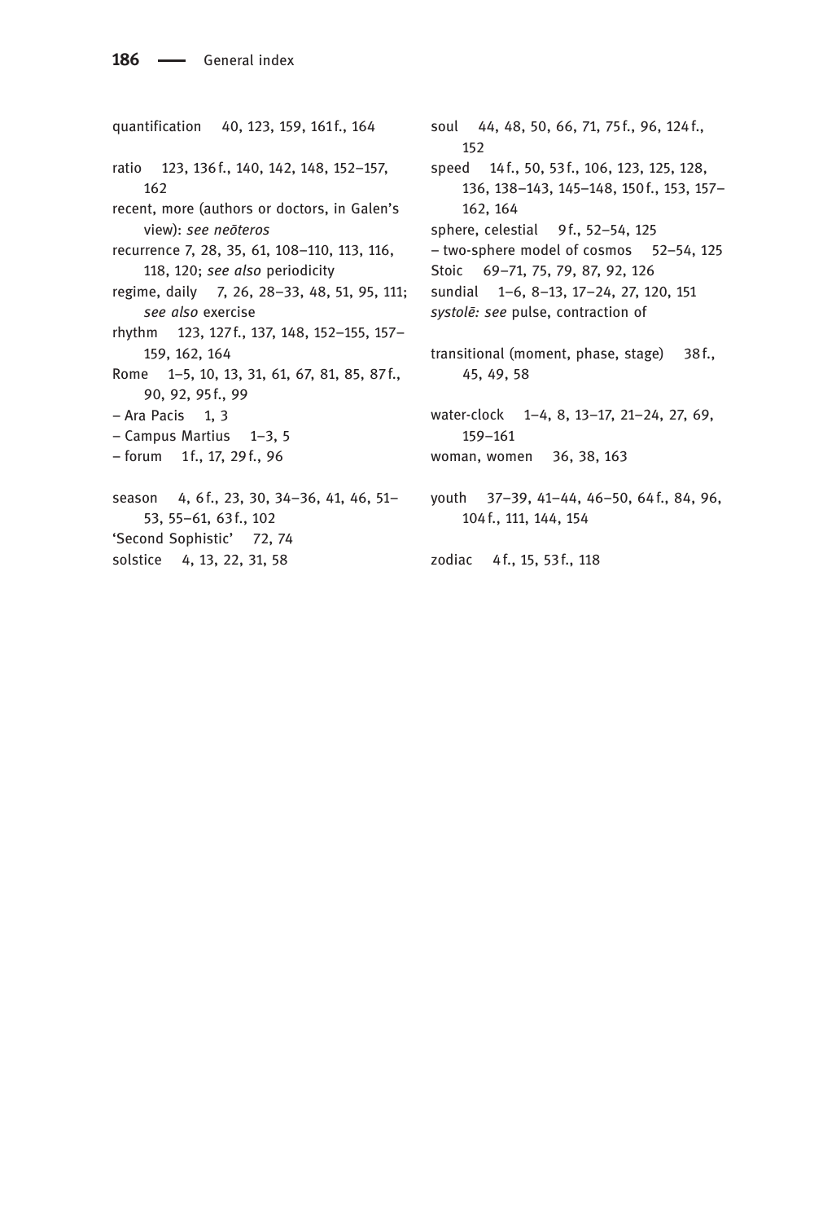quantification 40, 123, 159, 161 f., 164

ratio 123, 136 f., 140, 142, 148, 152–157, 162

recent, more (authors or doctors, in Galen's view): *see neōteros*

recurrence 7, 28, 35, 61, 108–110, 113, 116, 118, 120; *see also* periodicity

regime, daily 7, 26, 28–33, 48, 51, 95, 111; *see also* exercise

rhythm 123, 127 f., 137, 148, 152–155, 157–159, 162, 164

Rome 1–5, 10, 13, 31, 61, 67, 81, 85, 87 f., 90, 92, 95 f., 99

– Ara Pacis 1, 3

– Campus Martius 1–3, 5

– forum 1 f., 17, 29 f., 96

season 4, 6 f., 23, 30, 34–36, 41, 46, 51–53, 55–61, 63 f., 102

'Second Sophistic' 72, 74

solstice 4, 13, 22, 31, 58

soul 44, 48, 50, 66, 71, 75 f., 96, 124 f., 152

speed 14 f., 50, 53 f., 106, 123, 125, 128, 136, 138–143, 145–148, 150 f., 153, 157–162, 164

sphere, celestial 9 f., 52–54, 125

– two-sphere model of cosmos 52–54, 125

Stoic 69–71, 75, 79, 87, 92, 126

sundial 1–6, 8–13, 17–24, 27, 120, 151

*systolē: see* pulse, contraction of

transitional (moment, phase, stage) 38 f., 45, 49, 58

water-clock 1–4, 8, 13–17, 21–24, 27, 69, 159–161

woman, women 36, 38, 163

youth 37–39, 41–44, 46–50, 64 f., 84, 96, 104 f., 111, 144, 154

zodiac 4 f., 15, 53 f., 118